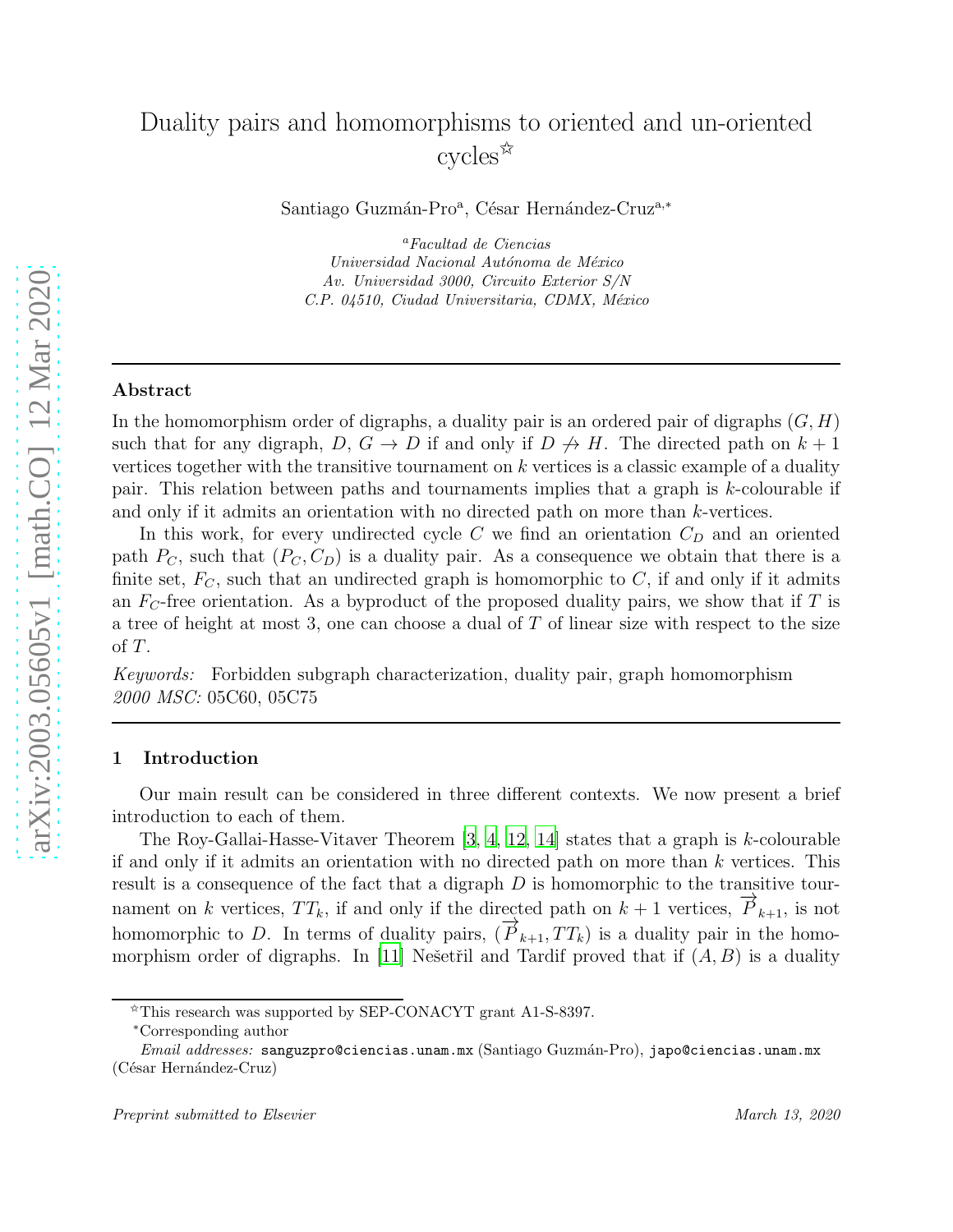# Duality pairs and homomorphisms to oriented and un-oriented cycles[☆]

Santiago Guzmán-Pro[a], César Hernández-Cruz[a,*]

[a]*Facultad de Ciencias*
*Universidad Nacional Autónoma de México*
*Av. Universidad 3000, Circuito Exterior S/N*
*C.P. 04510, Ciudad Universitaria, CDMX, México*

---

### Abstract

In the homomorphism order of digraphs, a duality pair is an ordered pair of digraphs $(G, H)$ such that for any digraph, $D$, $G \to D$ if and only if $D \not\to H$. The directed path on $k+1$ vertices together with the transitive tournament on $k$ vertices is a classic example of a duality pair. This relation between paths and tournaments implies that a graph is $k$-colourable if and only if it admits an orientation with no directed path on more than $k$-vertices.

In this work, for every undirected cycle $C$ we find an orientation $C_D$ and an oriented path $P_C$, such that $(P_C, C_D)$ is a duality pair. As a consequence we obtain that there is a finite set, $F_C$, such that an undirected graph is homomorphic to $C$, if and only if it admits an $F_C$-free orientation. As a byproduct of the proposed duality pairs, we show that if $T$ is a tree of height at most 3, one can choose a dual of $T$ of linear size with respect to the size of $T$.

*Keywords:* Forbidden subgraph characterization, duality pair, graph homomorphism
*2000 MSC:* 05C60, 05C75

---

## 1 Introduction

Our main result can be considered in three different contexts. We now present a brief introduction to each of them.

The Roy-Gallai-Hasse-Vitaver Theorem [3, 4, 12, 14] states that a graph is $k$-colourable if and only if it admits an orientation with no directed path on more than $k$ vertices. This result is a consequence of the fact that a digraph $D$ is homomorphic to the transitive tournament on $k$ vertices, $TT_k$, if and only if the directed path on $k+1$ vertices, $\overrightarrow{P}_{k+1}$, is not homomorphic to $D$. In terms of duality pairs, $(\overrightarrow{P}_{k+1}, TT_k)$ is a duality pair in the homomorphism order of digraphs. In [11] Nešetřil and Tardif proved that if $(A, B)$ is a duality

---

[☆]This research was supported by SEP-CONACYT grant A1-S-8397.
[*]Corresponding author
*Email addresses:* sanguzpro@ciencias.unam.mx (Santiago Guzmán-Pro), japo@ciencias.unam.mx (César Hernández-Cruz)

*Preprint submitted to Elsevier* March 13, 2020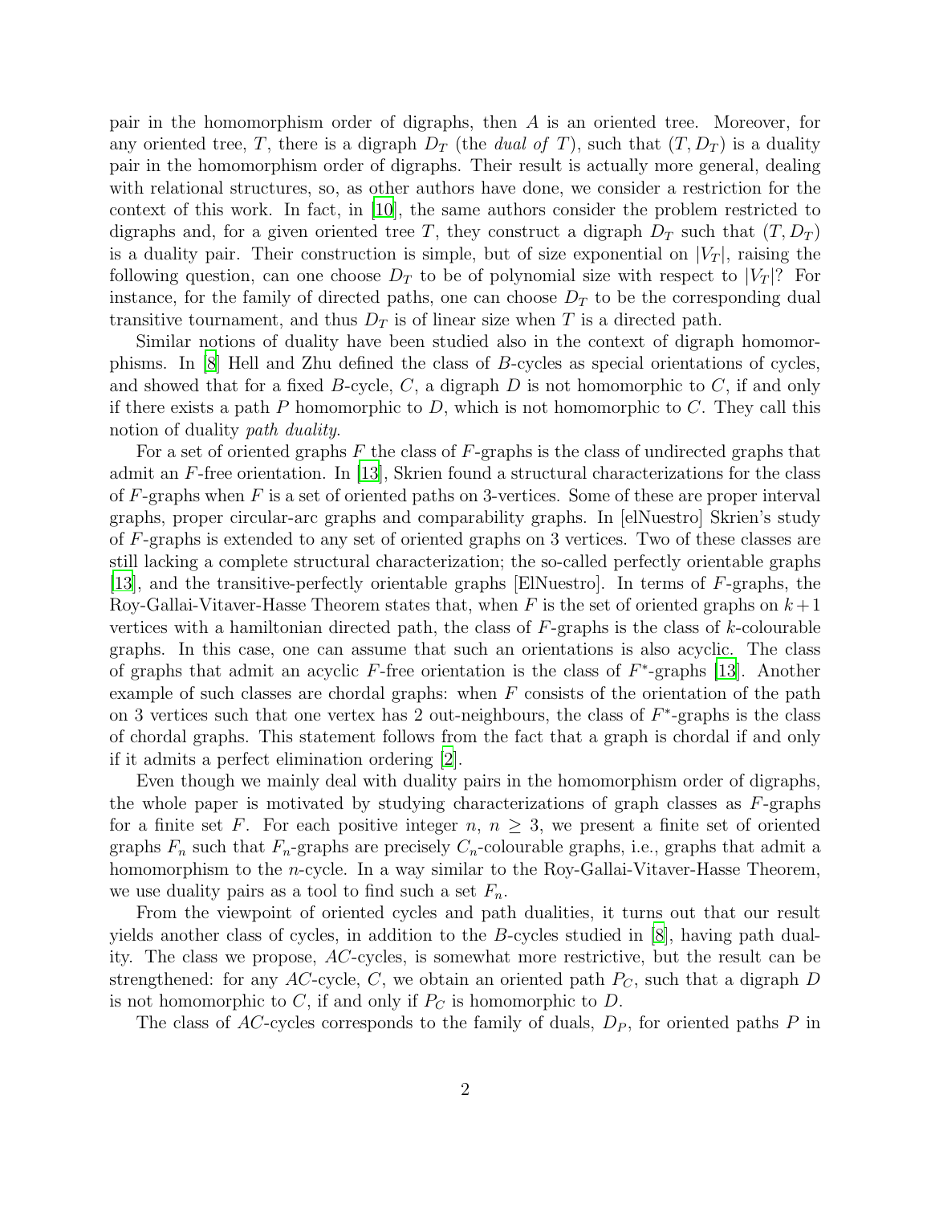pair in the homomorphism order of digraphs, then $A$ is an oriented tree. Moreover, for any oriented tree, $T$, there is a digraph $D_T$ (the *dual of* $T$), such that $(T, D_T)$ is a duality pair in the homomorphism order of digraphs. Their result is actually more general, dealing with relational structures, so, as other authors have done, we consider a restriction for the context of this work. In fact, in [10], the same authors consider the problem restricted to digraphs and, for a given oriented tree $T$, they construct a digraph $D_T$ such that $(T, D_T)$ is a duality pair. Their construction is simple, but of size exponential on $|V_T|$, raising the following question, can one choose $D_T$ to be of polynomial size with respect to $|V_T|$? For instance, for the family of directed paths, one can choose $D_T$ to be the corresponding dual transitive tournament, and thus $D_T$ is of linear size when $T$ is a directed path.

Similar notions of duality have been studied also in the context of digraph homomorphisms. In [8] Hell and Zhu defined the class of $B$-cycles as special orientations of cycles, and showed that for a fixed $B$-cycle, $C$, a digraph $D$ is not homomorphic to $C$, if and only if there exists a path $P$ homomorphic to $D$, which is not homomorphic to $C$. They call this notion of duality *path duality*.

For a set of oriented graphs $F$ the class of $F$-graphs is the class of undirected graphs that admit an $F$-free orientation. In [13], Skrien found a structural characterizations for the class of $F$-graphs when $F$ is a set of oriented paths on 3-vertices. Some of these are proper interval graphs, proper circular-arc graphs and comparability graphs. In [elNuestro] Skrien's study of $F$-graphs is extended to any set of oriented graphs on 3 vertices. Two of these classes are still lacking a complete structural characterization; the so-called perfectly orientable graphs [13], and the transitive-perfectly orientable graphs [ElNuestro]. In terms of $F$-graphs, the Roy-Gallai-Vitaver-Hasse Theorem states that, when $F$ is the set of oriented graphs on $k+1$ vertices with a hamiltonian directed path, the class of $F$-graphs is the class of $k$-colourable graphs. In this case, one can assume that such an orientations is also acyclic. The class of graphs that admit an acyclic $F$-free orientation is the class of $F^*$-graphs [13]. Another example of such classes are chordal graphs: when $F$ consists of the orientation of the path on 3 vertices such that one vertex has 2 out-neighbours, the class of $F^*$-graphs is the class of chordal graphs. This statement follows from the fact that a graph is chordal if and only if it admits a perfect elimination ordering [2].

Even though we mainly deal with duality pairs in the homomorphism order of digraphs, the whole paper is motivated by studying characterizations of graph classes as $F$-graphs for a finite set $F$. For each positive integer $n$, $n \geq 3$, we present a finite set of oriented graphs $F_n$ such that $F_n$-graphs are precisely $C_n$-colourable graphs, i.e., graphs that admit a homomorphism to the $n$-cycle. In a way similar to the Roy-Gallai-Vitaver-Hasse Theorem, we use duality pairs as a tool to find such a set $F_n$.

From the viewpoint of oriented cycles and path dualities, it turns out that our result yields another class of cycles, in addition to the $B$-cycles studied in [8], having path duality. The class we propose, $AC$-cycles, is somewhat more restrictive, but the result can be strengthened: for any $AC$-cycle, $C$, we obtain an oriented path $P_C$, such that a digraph $D$ is not homomorphic to $C$, if and only if $P_C$ is homomorphic to $D$.

The class of $AC$-cycles corresponds to the family of duals, $D_P$, for oriented paths $P$ in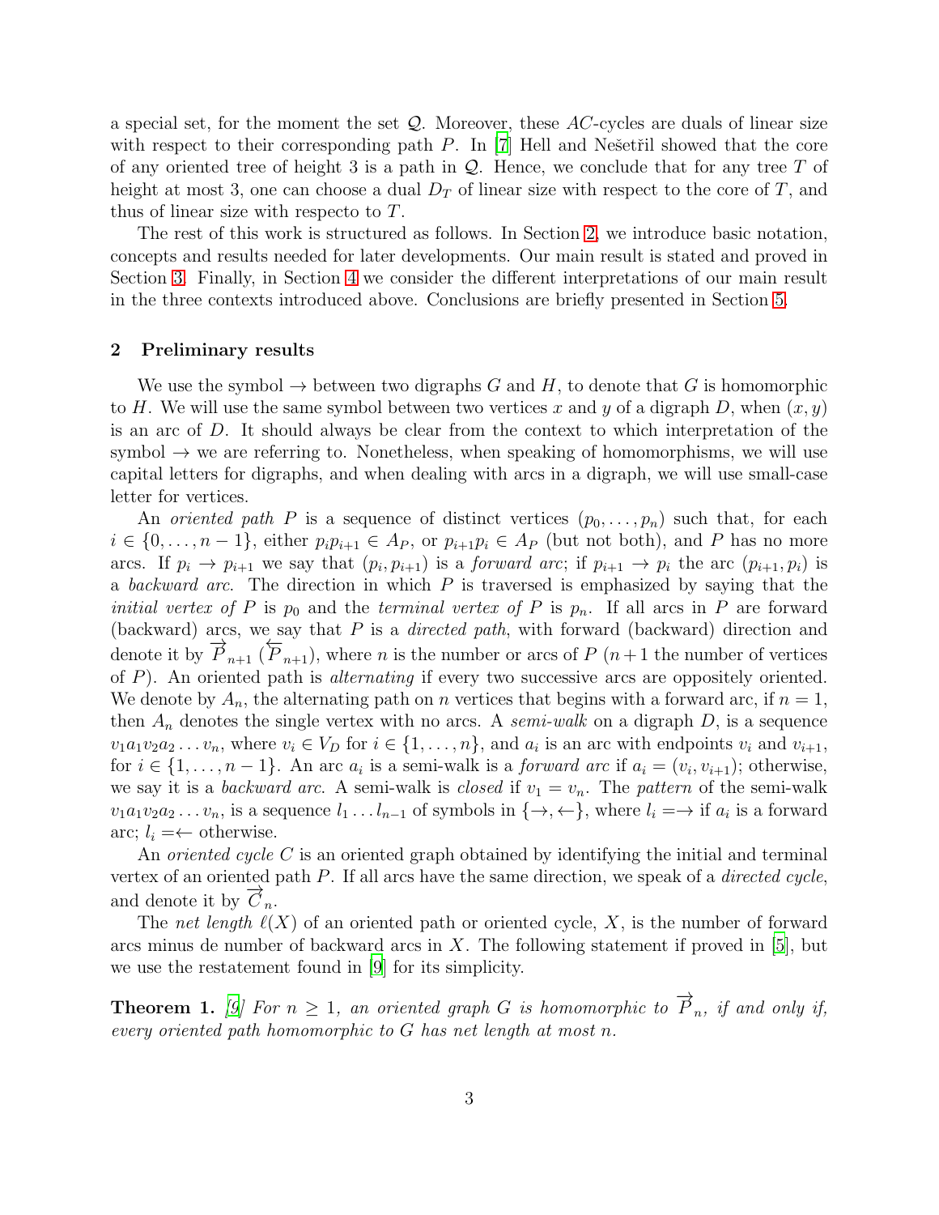a special set, for the moment the set $\mathcal{Q}$. Moreover, these $AC$-cycles are duals of linear size with respect to their corresponding path $P$. In [7] Hell and Nešetřil showed that the core of any oriented tree of height 3 is a path in $\mathcal{Q}$. Hence, we conclude that for any tree $T$ of height at most 3, one can choose a dual $D_T$ of linear size with respect to the core of $T$, and thus of linear size with respecto to $T$.

The rest of this work is structured as follows. In Section 2, we introduce basic notation, concepts and results needed for later developments. Our main result is stated and proved in Section 3. Finally, in Section 4 we consider the different interpretations of our main result in the three contexts introduced above. Conclusions are briefly presented in Section 5.

## 2 Preliminary results

We use the symbol $\to$ between two digraphs $G$ and $H$, to denote that $G$ is homomorphic to $H$. We will use the same symbol between two vertices $x$ and $y$ of a digraph $D$, when $(x, y)$ is an arc of $D$. It should always be clear from the context to which interpretation of the symbol $\to$ we are referring to. Nonetheless, when speaking of homomorphisms, we will use capital letters for digraphs, and when dealing with arcs in a digraph, we will use small-case letter for vertices.

An *oriented path* $P$ is a sequence of distinct vertices $(p_0, \dots, p_n)$ such that, for each $i \in \{0, \dots, n-1\}$, either $p_i p_{i+1} \in A_P$, or $p_{i+1} p_i \in A_P$ (but not both), and $P$ has no more arcs. If $p_i \to p_{i+1}$ we say that $(p_i, p_{i+1})$ is a *forward arc*; if $p_{i+1} \to p_i$ the arc $(p_{i+1}, p_i)$ is a *backward arc*. The direction in which $P$ is traversed is emphasized by saying that the *initial vertex of* $P$ is $p_0$ and the *terminal vertex of* $P$ is $p_n$. If all arcs in $P$ are forward (backward) arcs, we say that $P$ is a *directed path*, with forward (backward) direction and denote it by $\overrightarrow{P}_{n+1}$ ($\overleftarrow{P}_{n+1}$), where $n$ is the number or arcs of $P$ ($n+1$ the number of vertices of $P$). An oriented path is *alternating* if every two successive arcs are oppositely oriented. We denote by $A_n$, the alternating path on $n$ vertices that begins with a forward arc, if $n = 1$, then $A_n$ denotes the single vertex with no arcs. A *semi-walk* on a digraph $D$, is a sequence $v_1 a_1 v_2 a_2 \dots v_n$, where $v_i \in V_D$ for $i \in \{1, \dots, n\}$, and $a_i$ is an arc with endpoints $v_i$ and $v_{i+1}$, for $i \in \{1, \dots, n-1\}$. An arc $a_i$ is a semi-walk is a *forward arc* if $a_i = (v_i, v_{i+1})$; otherwise, we say it is a *backward arc*. A semi-walk is *closed* if $v_1 = v_n$. The *pattern* of the semi-walk $v_1 a_1 v_2 a_2 \dots v_n$, is a sequence $l_1 \dots l_{n-1}$ of symbols in $\{\to, \leftarrow\}$, where $l_i = \to$ if $a_i$ is a forward arc; $l_i = \leftarrow$ otherwise.

An *oriented cycle* $C$ is an oriented graph obtained by identifying the initial and terminal vertex of an oriented path $P$. If all arcs have the same direction, we speak of a *directed cycle*, and denote it by $\overrightarrow{C}_n$.

The *net length* $\ell(X)$ of an oriented path or oriented cycle, $X$, is the number of forward arcs minus de number of backward arcs in $X$. The following statement if proved in [5], but we use the restatement found in [9] for its simplicity.

**Theorem 1.** *[9] For $n \geq 1$, an oriented graph $G$ is homomorphic to $\overrightarrow{P}_n$, if and only if, every oriented path homomorphic to $G$ has net length at most $n$.*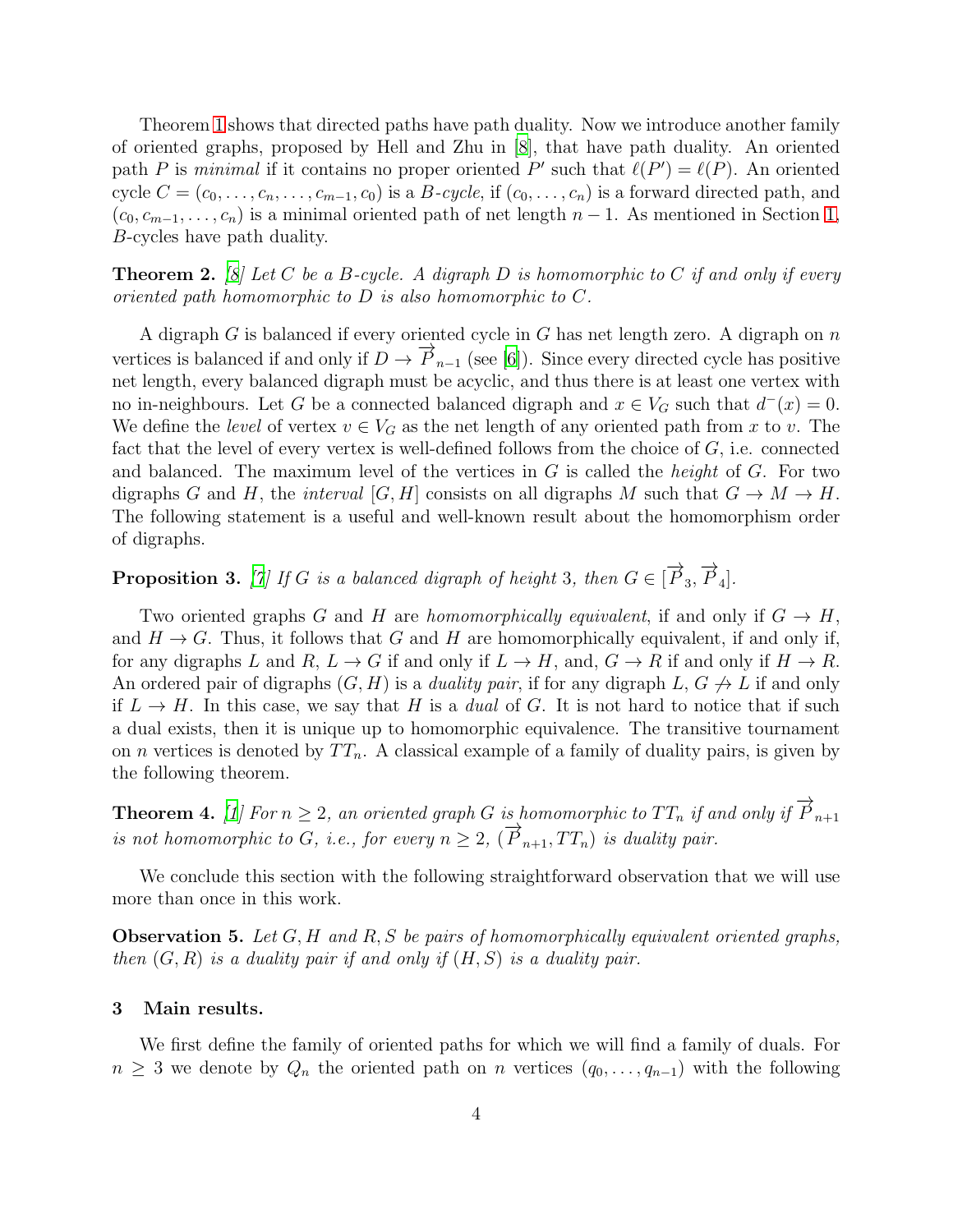Theorem 1 shows that directed paths have path duality. Now we introduce another family of oriented graphs, proposed by Hell and Zhu in [8], that have path duality. An oriented path $P$ is *minimal* if it contains no proper oriented $P'$ such that $\ell(P') = \ell(P)$. An oriented cycle $C = (c_0, \dots, c_n, \dots, c_{m-1}, c_0)$ is a *B-cycle*, if $(c_0, \dots, c_n)$ is a forward directed path, and $(c_0, c_{m-1}, \dots, c_n)$ is a minimal oriented path of net length $n - 1$. As mentioned in Section 1, $B$-cycles have path duality.

**Theorem 2.** *[8] Let $C$ be a $B$-cycle. A digraph $D$ is homomorphic to $C$ if and only if every oriented path homomorphic to $D$ is also homomorphic to $C$.*

A digraph $G$ is balanced if every oriented cycle in $G$ has net length zero. A digraph on $n$ vertices is balanced if and only if $D \to \overrightarrow{P}_{n-1}$ (see [6]). Since every directed cycle has positive net length, every balanced digraph must be acyclic, and thus there is at least one vertex with no in-neighbours. Let $G$ be a connected balanced digraph and $x \in V_G$ such that $d^-(x) = 0$. We define the *level* of vertex $v \in V_G$ as the net length of any oriented path from $x$ to $v$. The fact that the level of every vertex is well-defined follows from the choice of $G$, i.e. connected and balanced. The maximum level of the vertices in $G$ is called the *height* of $G$. For two digraphs $G$ and $H$, the *interval* $[G, H]$ consists on all digraphs $M$ such that $G \to M \to H$. The following statement is a useful and well-known result about the homomorphism order of digraphs.

**Proposition 3.** *[7] If $G$ is a balanced digraph of height 3, then $G \in [\overrightarrow{P}_3, \overrightarrow{P}_4]$.*

Two oriented graphs $G$ and $H$ are *homomorphically equivalent*, if and only if $G \to H$, and $H \to G$. Thus, it follows that $G$ and $H$ are homomorphically equivalent, if and only if, for any digraphs $L$ and $R$, $L \to G$ if and only if $L \to H$, and, $G \to R$ if and only if $H \to R$. An ordered pair of digraphs $(G, H)$ is a *duality pair*, if for any digraph $L$, $G \not\to L$ if and only if $L \to H$. In this case, we say that $H$ is a *dual* of $G$. It is not hard to notice that if such a dual exists, then it is unique up to homomorphic equivalence. The transitive tournament on $n$ vertices is denoted by $TT_n$. A classical example of a family of duality pairs, is given by the following theorem.

**Theorem 4.** *[1] For $n \geq 2$, an oriented graph $G$ is homomorphic to $TT_n$ if and only if $\overrightarrow{P}_{n+1}$ is not homomorphic to $G$, i.e., for every $n \geq 2$, $(\overrightarrow{P}_{n+1}, TT_n)$ is duality pair.*

We conclude this section with the following straightforward observation that we will use more than once in this work.

**Observation 5.** *Let $G, H$ and $R, S$ be pairs of homomorphically equivalent oriented graphs, then $(G, R)$ is a duality pair if and only if $(H, S)$ is a duality pair.*

## 3 Main results.

We first define the family of oriented paths for which we will find a family of duals. For $n \geq 3$ we denote by $Q_n$ the oriented path on $n$ vertices $(q_0, \dots, q_{n-1})$ with the following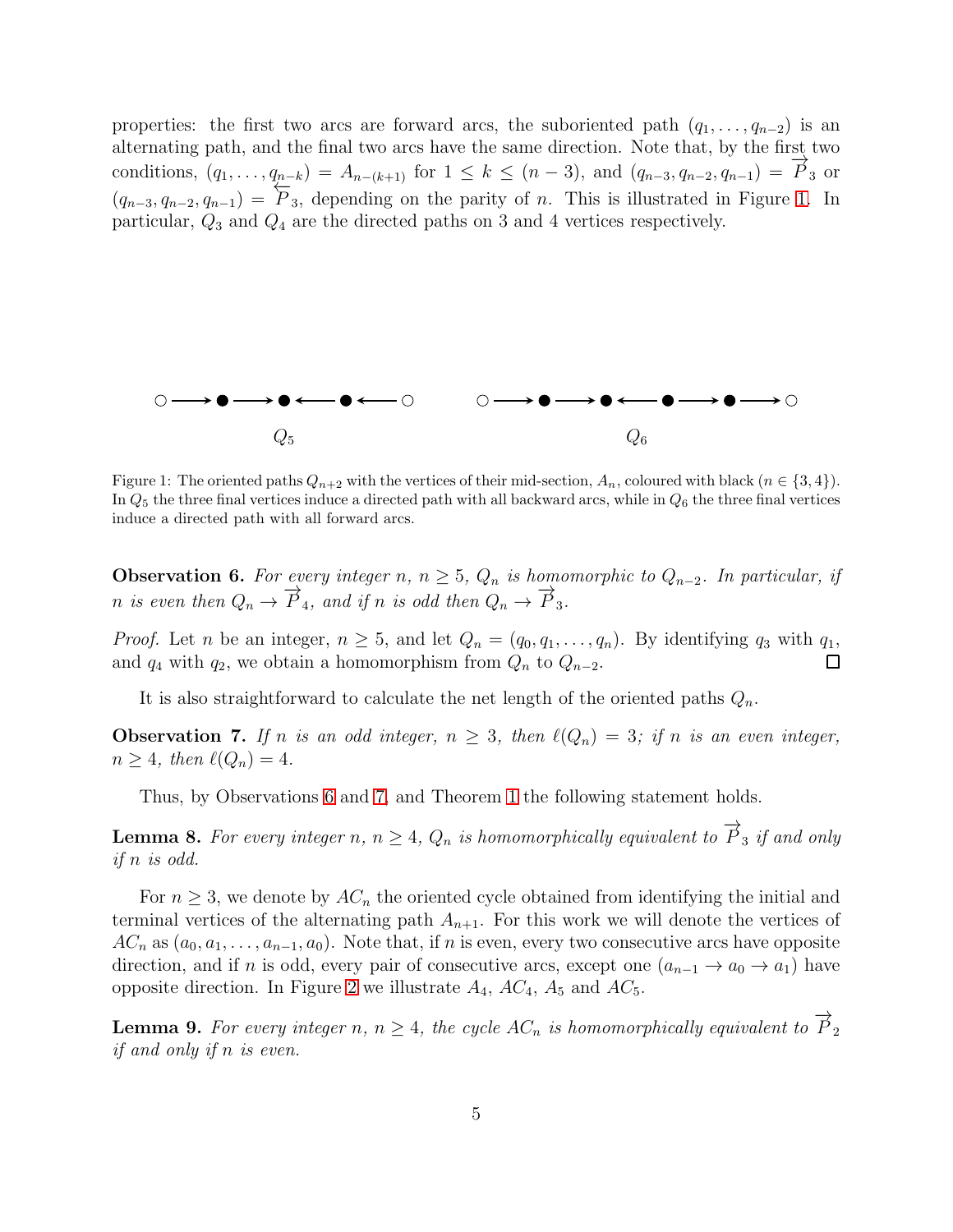properties: the first two arcs are forward arcs, the suboriented path $(q_1, \ldots, q_{n-2})$ is an alternating path, and the final two arcs have the same direction. Note that, by the first two conditions, $(q_1, \ldots, q_{n-k}) = A_{n-(k+1)}$ for $1 \leq k \leq (n-3)$, and $(q_{n-3}, q_{n-2}, q_{n-1}) = \overrightarrow{P}_3$ or $(q_{n-3}, q_{n-2}, q_{n-1}) = \overleftarrow{P}_3$, depending on the parity of $n$. This is illustrated in Figure 1. In particular, $Q_3$ and $Q_4$ are the directed paths on 3 and 4 vertices respectively.

Figure 1: The oriented paths $Q_{n+2}$ with the vertices of their mid-section, $A_n$, coloured with black ($n \in \{3, 4\}$). In $Q_5$ the three final vertices induce a directed path with all backward arcs, while in $Q_6$ the three final vertices induce a directed path with all forward arcs.

**Observation 6.** *For every integer $n$, $n \geq 5$, $Q_n$ is homomorphic to $Q_{n-2}$. In particular, if $n$ is even then $Q_n \to \overrightarrow{P}_4$, and if $n$ is odd then $Q_n \to \overrightarrow{P}_3$.*

*Proof.* Let $n$ be an integer, $n \geq 5$, and let $Q_n = (q_0, q_1, \ldots, q_n)$. By identifying $q_3$ with $q_1$, and $q_4$ with $q_2$, we obtain a homomorphism from $Q_n$ to $Q_{n-2}$. □

It is also straightforward to calculate the net length of the oriented paths $Q_n$.

**Observation 7.** *If $n$ is an odd integer, $n \geq 3$, then $\ell(Q_n) = 3$; if $n$ is an even integer, $n \geq 4$, then $\ell(Q_n) = 4$.*

Thus, by Observations 6 and 7, and Theorem 1 the following statement holds.

**Lemma 8.** *For every integer $n$, $n \geq 4$, $Q_n$ is homomorphically equivalent to $\overrightarrow{P}_3$ if and only if $n$ is odd.*

For $n \geq 3$, we denote by $AC_n$ the oriented cycle obtained from identifying the initial and terminal vertices of the alternating path $A_{n+1}$. For this work we will denote the vertices of $AC_n$ as $(a_0, a_1, \ldots, a_{n-1}, a_0)$. Note that, if $n$ is even, every two consecutive arcs have opposite direction, and if $n$ is odd, every pair of consecutive arcs, except one $(a_{n-1} \to a_0 \to a_1)$ have opposite direction. In Figure 2 we illustrate $A_4$, $AC_4$, $A_5$ and $AC_5$.

**Lemma 9.** *For every integer $n$, $n \geq 4$, the cycle $AC_n$ is homomorphically equivalent to $\overrightarrow{P}_2$ if and only if $n$ is even.*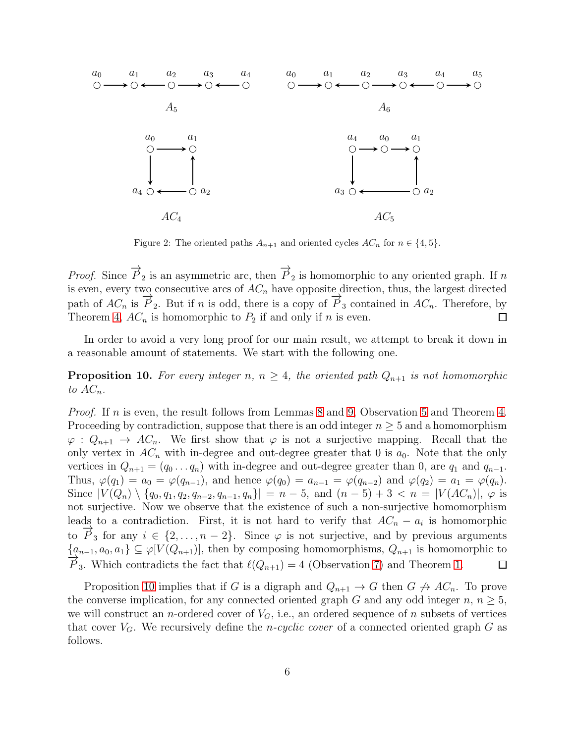Figure 2: The oriented paths $A_{n+1}$ and oriented cycles $AC_n$ for $n \in \{4, 5\}$.

*Proof.* Since $\overrightarrow{P}_2$ is an asymmetric arc, then $\overrightarrow{P}_2$ is homomorphic to any oriented graph. If $n$ is even, every two consecutive arcs of $AC_n$ have opposite direction, thus, the largest directed path of $AC_n$ is $\overrightarrow{P}_2$. But if $n$ is odd, there is a copy of $\overrightarrow{P}_3$ contained in $AC_n$. Therefore, by Theorem 4, $AC_n$ is homomorphic to $P_2$ if and only if $n$ is even. $\square$

In order to avoid a very long proof for our main result, we attempt to break it down in a reasonable amount of statements. We start with the following one.

**Proposition 10.** *For every integer $n$, $n \geq 4$, the oriented path $Q_{n+1}$ is not homomorphic to $AC_n$.*

*Proof.* If $n$ is even, the result follows from Lemmas 8 and 9, Observation 5 and Theorem 4. Proceeding by contradiction, suppose that there is an odd integer $n \geq 5$ and a homomorphism $\varphi : Q_{n+1} \to AC_n$. We first show that $\varphi$ is not a surjective mapping. Recall that the only vertex in $AC_n$ with in-degree and out-degree greater that 0 is $a_0$. Note that the only vertices in $Q_{n+1} = (q_0 \dots q_n)$ with in-degree and out-degree greater than 0, are $q_1$ and $q_{n-1}$. Thus, $\varphi(q_1) = a_0 = \varphi(q_{n-1})$, and hence $\varphi(q_0) = a_{n-1} = \varphi(q_{n-2})$ and $\varphi(q_2) = a_1 = \varphi(q_n)$. Since $|V(Q_n) \setminus \{q_0, q_1, q_2, q_{n-2}, q_{n-1}, q_n\}| = n - 5$, and $(n-5) + 3 < n = |V(AC_n)|$, $\varphi$ is not surjective. Now we observe that the existence of such a non-surjective homomorphism leads to a contradiction. First, it is not hard to verify that $AC_n - a_i$ is homomorphic to $\overrightarrow{P}_3$ for any $i \in \{2, \dots, n-2\}$. Since $\varphi$ is not surjective, and by previous arguments $\{a_{n-1}, a_0, a_1\} \subseteq \varphi[V(Q_{n+1})]$, then by composing homomorphisms, $Q_{n+1}$ is homomorphic to $\overrightarrow{P}_3$. Which contradicts the fact that $\ell(Q_{n+1}) = 4$ (Observation 7) and Theorem 1. $\square$

Proposition 10 implies that if $G$ is a digraph and $Q_{n+1} \to G$ then $G \not\to AC_n$. To prove the converse implication, for any connected oriented graph $G$ and any odd integer $n$, $n \geq 5$, we will construct an $n$-ordered cover of $V_G$, i.e., an ordered sequence of $n$ subsets of vertices that cover $V_G$. We recursively define the *$n$-cyclic cover* of a connected oriented graph $G$ as follows.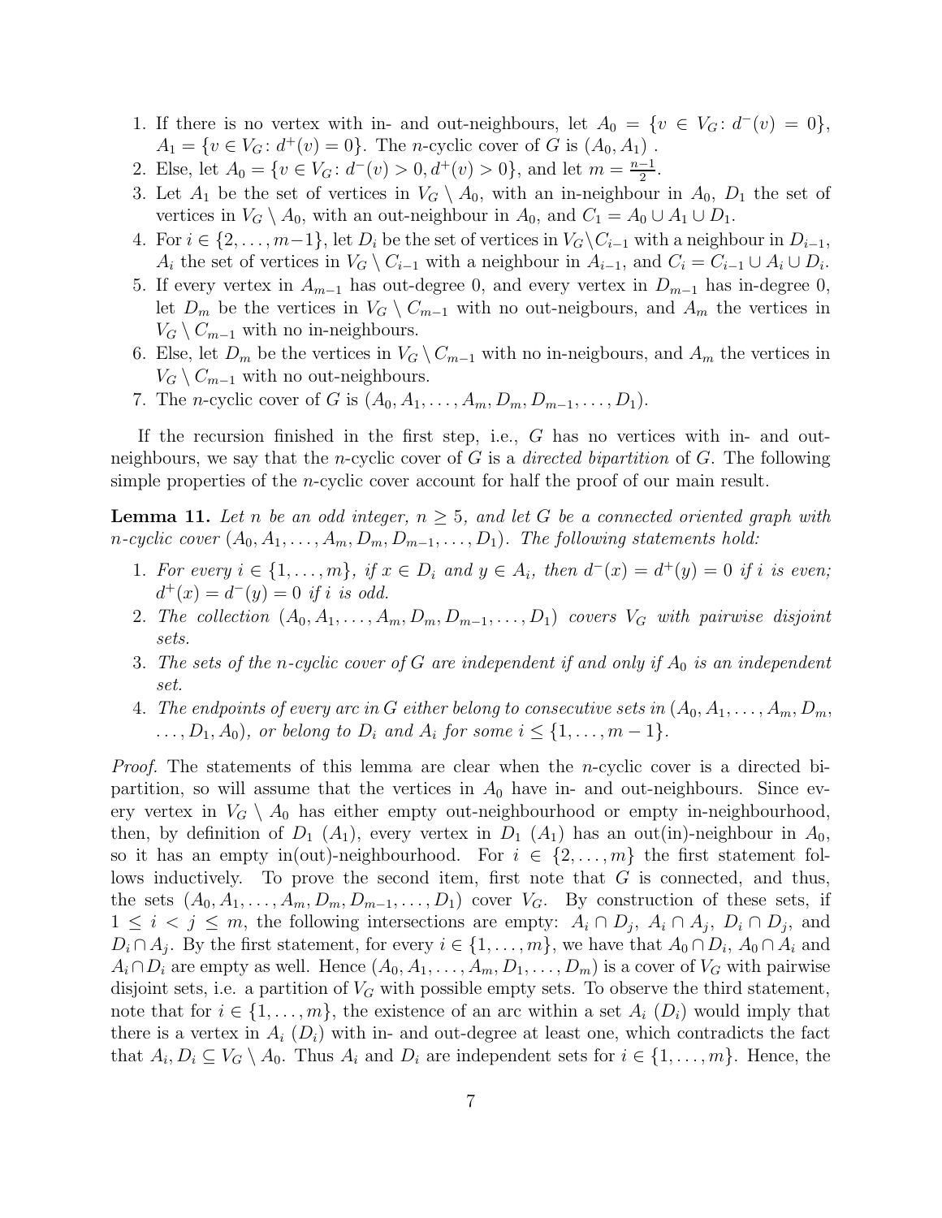1. If there is no vertex with in- and out-neighbours, let $A_0 = \{v \in V_G \colon d^-(v) = 0\}$, $A_1 = \{v \in V_G \colon d^+(v) = 0\}$. The $n$-cyclic cover of $G$ is $(A_0, A_1)$ .
2. Else, let $A_0 = \{v \in V_G \colon d^-(v) > 0, d^+(v) > 0\}$, and let $m = \frac{n-1}{2}$.
3. Let $A_1$ be the set of vertices in $V_G \setminus A_0$, with an in-neighbour in $A_0$, $D_1$ the set of vertices in $V_G \setminus A_0$, with an out-neighbour in $A_0$, and $C_1 = A_0 \cup A_1 \cup D_1$.
4. For $i \in \{2, \ldots, m-1\}$, let $D_i$ be the set of vertices in $V_G \setminus C_{i-1}$ with a neighbour in $D_{i-1}$, $A_i$ the set of vertices in $V_G \setminus C_{i-1}$ with a neighbour in $A_{i-1}$, and $C_i = C_{i-1} \cup A_i \cup D_i$.
5. If every vertex in $A_{m-1}$ has out-degree 0, and every vertex in $D_{m-1}$ has in-degree 0, let $D_m$ be the vertices in $V_G \setminus C_{m-1}$ with no out-neigbours, and $A_m$ the vertices in $V_G \setminus C_{m-1}$ with no in-neighbours.
6. Else, let $D_m$ be the vertices in $V_G \setminus C_{m-1}$ with no in-neigbours, and $A_m$ the vertices in $V_G \setminus C_{m-1}$ with no out-neighbours.
7. The $n$-cyclic cover of $G$ is $(A_0, A_1, \ldots, A_m, D_m, D_{m-1}, \ldots, D_1)$.

If the recursion finished in the first step, i.e., $G$ has no vertices with in- and out-neighbours, we say that the $n$-cyclic cover of $G$ is a *directed bipartition* of $G$. The following simple properties of the $n$-cyclic cover account for half the proof of our main result.

**Lemma 11.** *Let $n$ be an odd integer, $n \geq 5$, and let $G$ be a connected oriented graph with $n$-cyclic cover $(A_0, A_1, \ldots, A_m, D_m, D_{m-1}, \ldots, D_1)$. The following statements hold:*

1. *For every $i \in \{1, \ldots, m\}$, if $x \in D_i$ and $y \in A_i$, then $d^-(x) = d^+(y) = 0$ if $i$ is even; $d^+(x) = d^-(y) = 0$ if $i$ is odd.*
2. *The collection $(A_0, A_1, \ldots, A_m, D_m, D_{m-1}, \ldots, D_1)$ covers $V_G$ with pairwise disjoint sets.*
3. *The sets of the $n$-cyclic cover of $G$ are independent if and only if $A_0$ is an independent set.*
4. *The endpoints of every arc in $G$ either belong to consecutive sets in $(A_0, A_1, \ldots, A_m, D_m, \ldots, D_1, A_0)$, or belong to $D_i$ and $A_i$ for some $i \leq \{1, \ldots, m-1\}$.*

*Proof.* The statements of this lemma are clear when the $n$-cyclic cover is a directed bipartition, so will assume that the vertices in $A_0$ have in- and out-neighbours. Since every vertex in $V_G \setminus A_0$ has either empty out-neighbourhood or empty in-neighbourhood, then, by definition of $D_1$ ($A_1$), every vertex in $D_1$ ($A_1$) has an out(in)-neighbour in $A_0$, so it has an empty in(out)-neighbourhood. For $i \in \{2, \ldots, m\}$ the first statement follows inductively. To prove the second item, first note that $G$ is connected, and thus, the sets $(A_0, A_1, \ldots, A_m, D_m, D_{m-1}, \ldots, D_1)$ cover $V_G$. By construction of these sets, if $1 \leq i < j \leq m$, the following intersections are empty: $A_i \cap D_j$, $A_i \cap A_j$, $D_i \cap D_j$, and $D_i \cap A_j$. By the first statement, for every $i \in \{1, \ldots, m\}$, we have that $A_0 \cap D_i$, $A_0 \cap A_i$ and $A_i \cap D_i$ are empty as well. Hence $(A_0, A_1, \ldots, A_m, D_1, \ldots, D_m)$ is a cover of $V_G$ with pairwise disjoint sets, i.e. a partition of $V_G$ with possible empty sets. To observe the third statement, note that for $i \in \{1, \ldots, m\}$, the existence of an arc within a set $A_i$ ($D_i$) would imply that there is a vertex in $A_i$ ($D_i$) with in- and out-degree at least one, which contradicts the fact that $A_i, D_i \subseteq V_G \setminus A_0$. Thus $A_i$ and $D_i$ are independent sets for $i \in \{1, \ldots, m\}$. Hence, the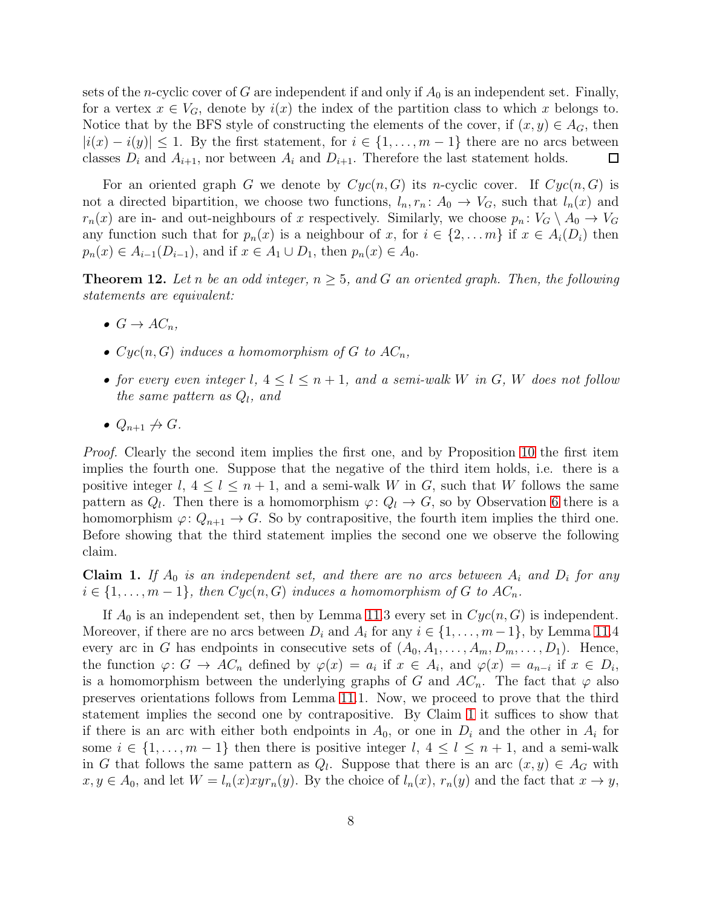sets of the $n$-cyclic cover of $G$ are independent if and only if $A_0$ is an independent set. Finally, for a vertex $x \in V_G$, denote by $i(x)$ the index of the partition class to which $x$ belongs to. Notice that by the BFS style of constructing the elements of the cover, if $(x, y) \in A_G$, then $|i(x) - i(y)| \leq 1$. By the first statement, for $i \in \{1, \ldots, m-1\}$ there are no arcs between classes $D_i$ and $A_{i+1}$, nor between $A_i$ and $D_{i+1}$. Therefore the last statement holds. □

For an oriented graph $G$ we denote by $Cyc(n, G)$ its $n$-cyclic cover. If $Cyc(n, G)$ is not a directed bipartition, we choose two functions, $l_n, r_n \colon A_0 \to V_G$, such that $l_n(x)$ and $r_n(x)$ are in- and out-neighbours of $x$ respectively. Similarly, we choose $p_n \colon V_G \setminus A_0 \to V_G$ any function such that for $p_n(x)$ is a neighbour of $x$, for $i \in \{2, \ldots m\}$ if $x \in A_i(D_i)$ then $p_n(x) \in A_{i-1}(D_{i-1})$, and if $x \in A_1 \cup D_1$, then $p_n(x) \in A_0$.

**Theorem 12.** *Let $n$ be an odd integer, $n \geq 5$, and $G$ an oriented graph. Then, the following statements are equivalent:*

- *$G \to AC_n$,*
- *$Cyc(n, G)$ induces a homomorphism of $G$ to $AC_n$,*
- *for every even integer $l$, $4 \leq l \leq n+1$, and a semi-walk $W$ in $G$, $W$ does not follow the same pattern as $Q_l$, and*
- *$Q_{n+1} \not\to G$.*

*Proof.* Clearly the second item implies the first one, and by Proposition 10 the first item implies the fourth one. Suppose that the negative of the third item holds, i.e. there is a positive integer $l$, $4 \leq l \leq n+1$, and a semi-walk $W$ in $G$, such that $W$ follows the same pattern as $Q_l$. Then there is a homomorphism $\varphi \colon Q_l \to G$, so by Observation 6 there is a homomorphism $\varphi \colon Q_{n+1} \to G$. So by contrapositive, the fourth item implies the third one. Before showing that the third statement implies the second one we observe the following claim.

**Claim 1.** *If $A_0$ is an independent set, and there are no arcs between $A_i$ and $D_i$ for any $i \in \{1, \ldots, m-1\}$, then $Cyc(n, G)$ induces a homomorphism of $G$ to $AC_n$.*

If $A_0$ is an independent set, then by Lemma 11.3 every set in $Cyc(n, G)$ is independent. Moreover, if there are no arcs between $D_i$ and $A_i$ for any $i \in \{1, \ldots, m-1\}$, by Lemma 11.4 every arc in $G$ has endpoints in consecutive sets of $(A_0, A_1, \ldots, A_m, D_m, \ldots, D_1)$. Hence, the function $\varphi \colon G \to AC_n$ defined by $\varphi(x) = a_i$ if $x \in A_i$, and $\varphi(x) = a_{n-i}$ if $x \in D_i$, is a homomorphism between the underlying graphs of $G$ and $AC_n$. The fact that $\varphi$ also preserves orientations follows from Lemma 11.1. Now, we proceed to prove that the third statement implies the second one by contrapositive. By Claim 1 it suffices to show that if there is an arc with either both endpoints in $A_0$, or one in $D_i$ and the other in $A_i$ for some $i \in \{1, \ldots, m-1\}$ then there is positive integer $l$, $4 \leq l \leq n+1$, and a semi-walk in $G$ that follows the same pattern as $Q_l$. Suppose that there is an arc $(x, y) \in A_G$ with $x, y \in A_0$, and let $W = l_n(x)xyr_n(y)$. By the choice of $l_n(x)$, $r_n(y)$ and the fact that $x \to y$,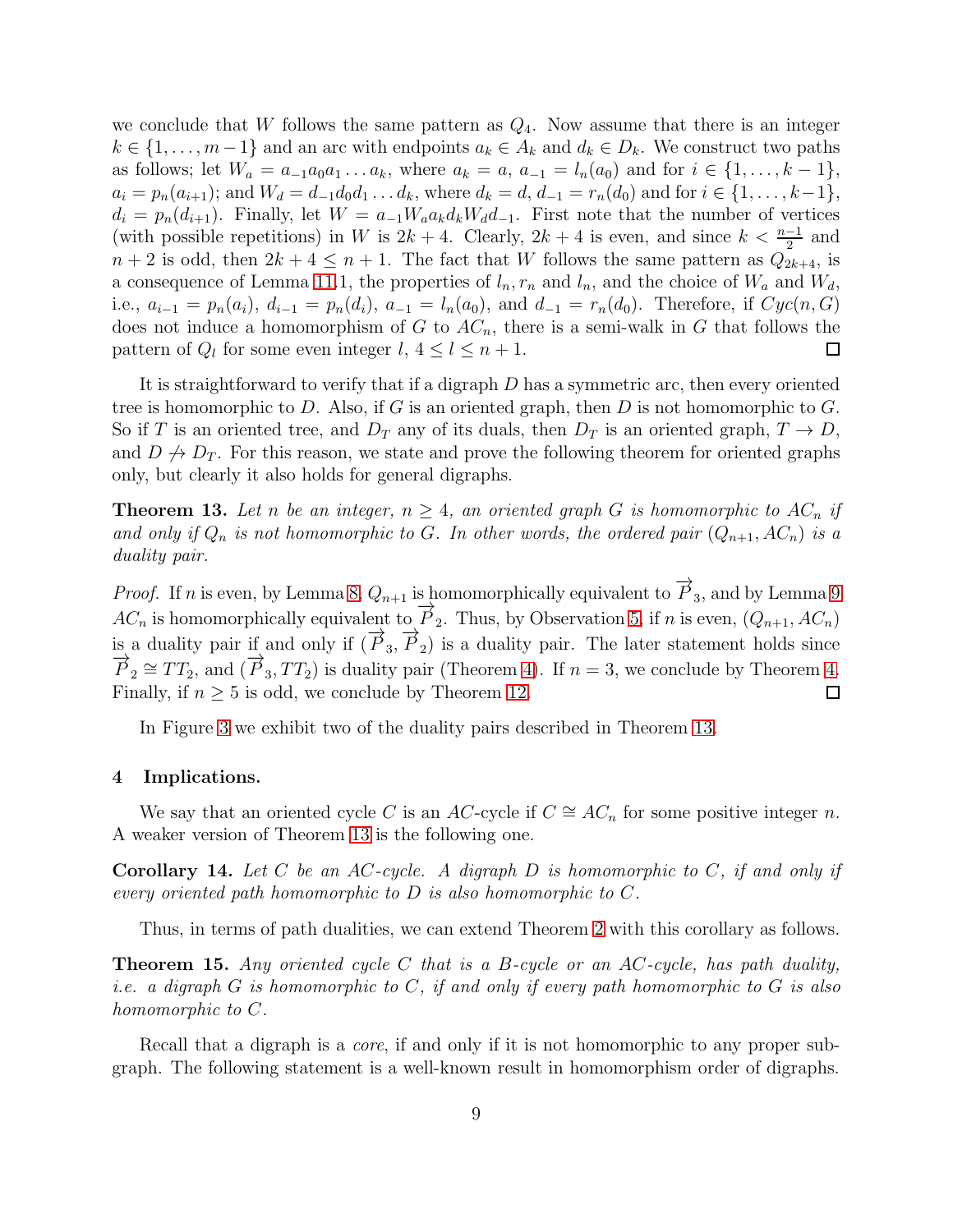we conclude that $W$ follows the same pattern as $Q_4$. Now assume that there is an integer $k \in \{1, \ldots, m-1\}$ and an arc with endpoints $a_k \in A_k$ and $d_k \in D_k$. We construct two paths as follows; let $W_a = a_{-1}a_0a_1 \ldots a_k$, where $a_k = a$, $a_{-1} = l_n(a_0)$ and for $i \in \{1, \ldots, k-1\}$, $a_i = p_n(a_{i+1})$; and $W_d = d_{-1}d_0d_1 \ldots d_k$, where $d_k = d$, $d_{-1} = r_n(d_0)$ and for $i \in \{1, \ldots, k-1\}$, $d_i = p_n(d_{i+1})$. Finally, let $W = a_{-1}W_a a_k d_k W_d d_{-1}$. First note that the number of vertices (with possible repetitions) in $W$ is $2k+4$. Clearly, $2k+4$ is even, and since $k < \frac{n-1}{2}$ and $n+2$ is odd, then $2k+4 \leq n+1$. The fact that $W$ follows the same pattern as $Q_{2k+4}$, is a consequence of Lemma 11.1, the properties of $l_n, r_n$ and $l_n$, and the choice of $W_a$ and $W_d$, i.e., $a_{i-1} = p_n(a_i)$, $d_{i-1} = p_n(d_i)$, $a_{-1} = l_n(a_0)$, and $d_{-1} = r_n(d_0)$. Therefore, if $Cyc(n, G)$ does not induce a homomorphism of $G$ to $AC_n$, there is a semi-walk in $G$ that follows the pattern of $Q_l$ for some even integer $l$, $4 \leq l \leq n+1$. □

It is straightforward to verify that if a digraph $D$ has a symmetric arc, then every oriented tree is homomorphic to $D$. Also, if $G$ is an oriented graph, then $D$ is not homomorphic to $G$. So if $T$ is an oriented tree, and $D_T$ any of its duals, then $D_T$ is an oriented graph, $T \to D$, and $D \not\to D_T$. For this reason, we state and prove the following theorem for oriented graphs only, but clearly it also holds for general digraphs.

**Theorem 13.** *Let $n$ be an integer, $n \geq 4$, an oriented graph $G$ is homomorphic to $AC_n$ if and only if $Q_n$ is not homomorphic to $G$. In other words, the ordered pair $(Q_{n+1}, AC_n)$ is a duality pair.*

*Proof.* If $n$ is even, by Lemma 8, $Q_{n+1}$ is homomorphically equivalent to $\overrightarrow{P}_3$, and by Lemma 9 $AC_n$ is homomorphically equivalent to $\overrightarrow{P}_2$. Thus, by Observation 5, if $n$ is even, $(Q_{n+1}, AC_n)$ is a duality pair if and only if $(\overrightarrow{P}_3, \overrightarrow{P}_2)$ is a duality pair. The later statement holds since $\overrightarrow{P}_2 \cong TT_2$, and $(\overrightarrow{P}_3, TT_2)$ is duality pair (Theorem 4). If $n = 3$, we conclude by Theorem 4. Finally, if $n \geq 5$ is odd, we conclude by Theorem 12. □

In Figure 3 we exhibit two of the duality pairs described in Theorem 13.

## 4 Implications.

We say that an oriented cycle $C$ is an $AC$-cycle if $C \cong AC_n$ for some positive integer $n$. A weaker version of Theorem 13 is the following one.

**Corollary 14.** *Let $C$ be an $AC$-cycle. A digraph $D$ is homomorphic to $C$, if and only if every oriented path homomorphic to $D$ is also homomorphic to $C$.*

Thus, in terms of path dualities, we can extend Theorem 2 with this corollary as follows.

**Theorem 15.** *Any oriented cycle $C$ that is a B-cycle or an $AC$-cycle, has path duality, i.e. a digraph $G$ is homomorphic to $C$, if and only if every path homomorphic to $G$ is also homomorphic to $C$.*

Recall that a digraph is a *core*, if and only if it is not homomorphic to any proper subgraph. The following statement is a well-known result in homomorphism order of digraphs.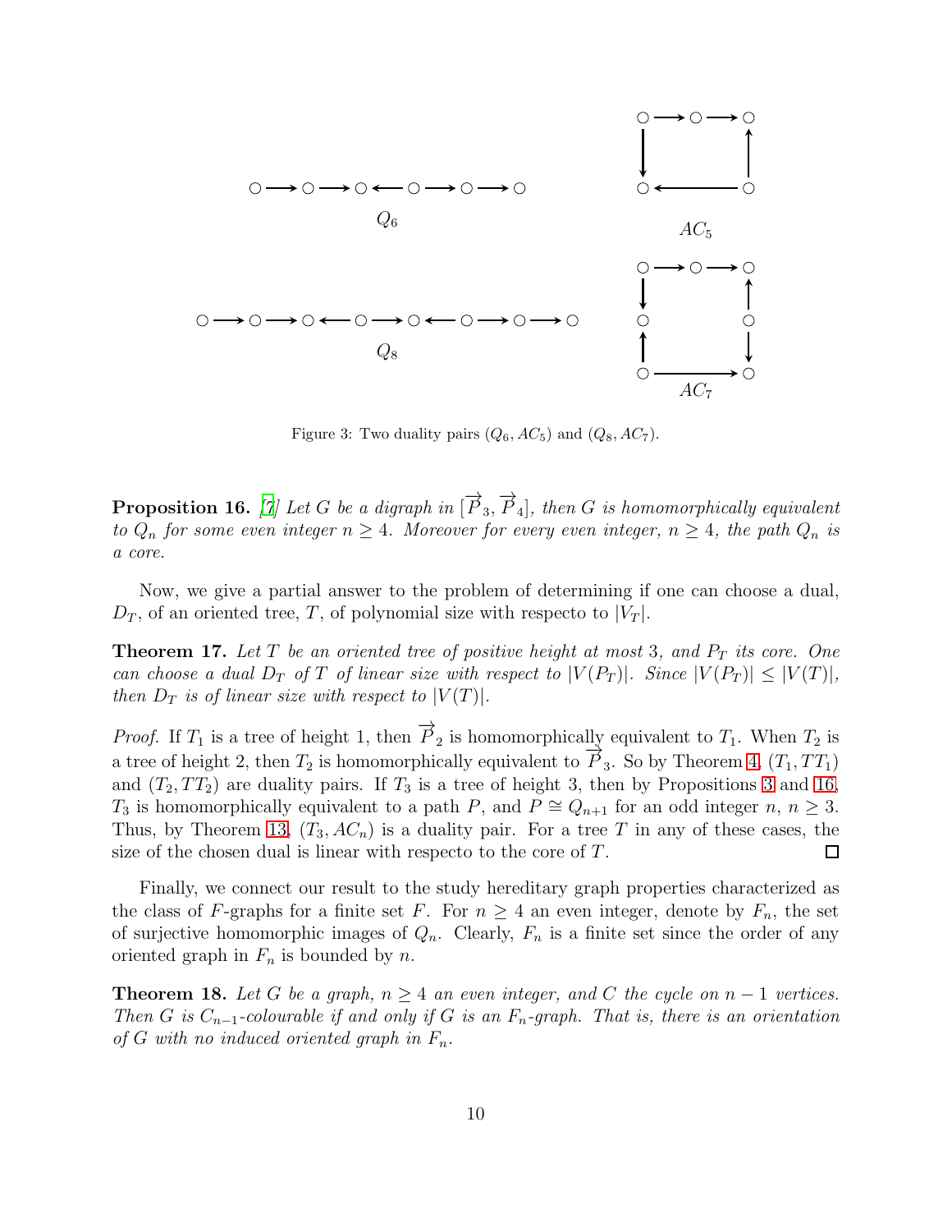Figure 3: Two duality pairs $(Q_6, AC_5)$ and $(Q_8, AC_7)$.

**Proposition 16.** [7] *Let $G$ be a digraph in $[\overrightarrow{P}_3, \overrightarrow{P}_4]$, then $G$ is homomorphically equivalent to $Q_n$ for some even integer $n \geq 4$. Moreover for every even integer, $n \geq 4$, the path $Q_n$ is a core.*

Now, we give a partial answer to the problem of determining if one can choose a dual, $D_T$, of an oriented tree, $T$, of polynomial size with respecto to $|V_T|$.

**Theorem 17.** *Let $T$ be an oriented tree of positive height at most 3, and $P_T$ its core. One can choose a dual $D_T$ of $T$ of linear size with respect to $|V(P_T)|$. Since $|V(P_T)| \leq |V(T)|$, then $D_T$ is of linear size with respect to $|V(T)|$.*

*Proof.* If $T_1$ is a tree of height 1, then $\overrightarrow{P}_2$ is homomorphically equivalent to $T_1$. When $T_2$ is a tree of height 2, then $T_2$ is homomorphically equivalent to $\overrightarrow{P}_3$. So by Theorem 4, $(T_1, TT_1)$ and $(T_2, TT_2)$ are duality pairs. If $T_3$ is a tree of height 3, then by Propositions 3 and 16, $T_3$ is homomorphically equivalent to a path $P$, and $P \cong Q_{n+1}$ for an odd integer $n$, $n \geq 3$. Thus, by Theorem 13, $(T_3, AC_n)$ is a duality pair. For a tree $T$ in any of these cases, the size of the chosen dual is linear with respecto to the core of $T$. $\square$

Finally, we connect our result to the study hereditary graph properties characterized as the class of $F$-graphs for a finite set $F$. For $n \geq 4$ an even integer, denote by $F_n$, the set of surjective homomorphic images of $Q_n$. Clearly, $F_n$ is a finite set since the order of any oriented graph in $F_n$ is bounded by $n$.

**Theorem 18.** *Let $G$ be a graph, $n \geq 4$ an even integer, and $C$ the cycle on $n-1$ vertices. Then $G$ is $C_{n-1}$-colourable if and only if $G$ is an $F_n$-graph. That is, there is an orientation of $G$ with no induced oriented graph in $F_n$.*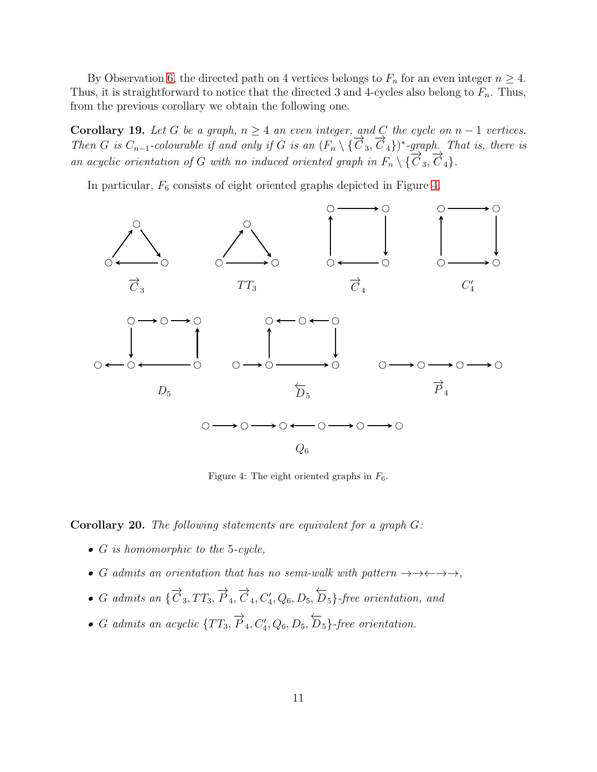By Observation 6, the directed path on 4 vertices belongs to $F_n$ for an even integer $n \geq 4$. Thus, it is straightforward to notice that the directed 3 and 4-cycles also belong to $F_n$. Thus, from the previous corollary we obtain the following one.

**Corollary 19.** *Let $G$ be a graph, $n \geq 4$ an even integer, and $C$ the cycle on $n-1$ vertices. Then $G$ is $C_{n-1}$-colourable if and only if $G$ is an $(F_n \setminus \{\overrightarrow{C}_3, \overrightarrow{C}_4\})^*$-graph. That is, there is an acyclic orientation of $G$ with no induced oriented graph in $F_n \setminus \{\overrightarrow{C}_3, \overrightarrow{C}_4\}$.*

In particular, $F_6$ consists of eight oriented graphs depicted in Figure 4.

$\overrightarrow{C}_3$ $TT_3$ $\overrightarrow{C}_4$ $C_4'$

$D_5$ $\overleftarrow{D}_5$ $\overrightarrow{P}_4$

$Q_6$

Figure 4: The eight oriented graphs in $F_6$.

**Corollary 20.** *The following statements are equivalent for a graph $G$:*

- *$G$ is homomorphic to the 5-cycle,*
- *$G$ admits an orientation that has no semi-walk with pattern $\rightarrow\rightarrow\leftarrow\rightarrow\rightarrow$,*
- *$G$ admits an $\{\overrightarrow{C}_3, TT_3, \overrightarrow{P}_4, \overrightarrow{C}_4, C_4', Q_6, D_5, \overleftarrow{D}_5\}$-free orientation, and*
- *$G$ admits an acyclic $\{TT_3, \overrightarrow{P}_4, C_4', Q_6, D_5, \overleftarrow{D}_5\}$-free orientation.*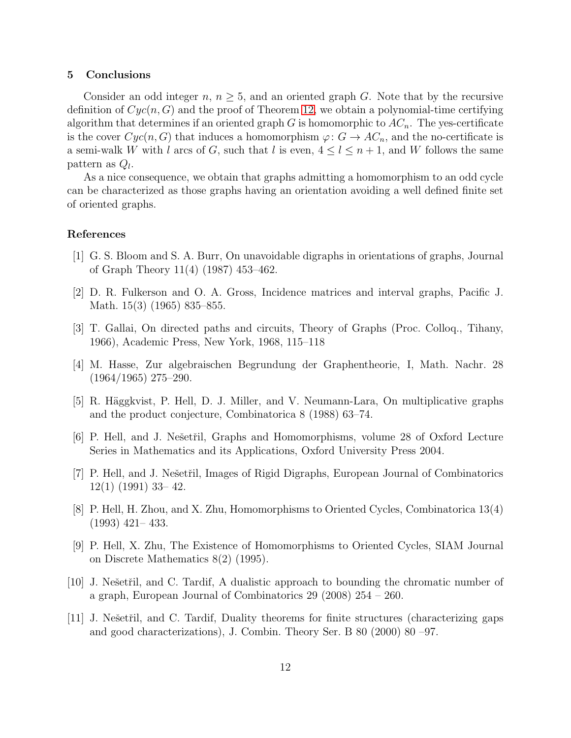## 5 Conclusions

Consider an odd integer $n$, $n \geq 5$, and an oriented graph $G$. Note that by the recursive definition of $Cyc(n, G)$ and the proof of Theorem 12, we obtain a polynomial-time certifying algorithm that determines if an oriented graph $G$ is homomorphic to $AC_n$. The yes-certificate is the cover $Cyc(n, G)$ that induces a homomorphism $\varphi\colon G \to AC_n$, and the no-certificate is a semi-walk $W$ with $l$ arcs of $G$, such that $l$ is even, $4 \leq l \leq n+1$, and $W$ follows the same pattern as $Q_l$.

As a nice consequence, we obtain that graphs admitting a homomorphism to an odd cycle can be characterized as those graphs having an orientation avoiding a well defined finite set of oriented graphs.

## References

[1] G. S. Bloom and S. A. Burr, On unavoidable digraphs in orientations of graphs, Journal of Graph Theory 11(4) (1987) 453–462.

[2] D. R. Fulkerson and O. A. Gross, Incidence matrices and interval graphs, Pacific J. Math. 15(3) (1965) 835–855.

[3] T. Gallai, On directed paths and circuits, Theory of Graphs (Proc. Colloq., Tihany, 1966), Academic Press, New York, 1968, 115–118

[4] M. Hasse, Zur algebraischen Begrundung der Graphentheorie, I, Math. Nachr. 28 (1964/1965) 275–290.

[5] R. Häggkvist, P. Hell, D. J. Miller, and V. Neumann-Lara, On multiplicative graphs and the product conjecture, Combinatorica 8 (1988) 63–74.

[6] P. Hell, and J. Nešetřil, Graphs and Homomorphisms, volume 28 of Oxford Lecture Series in Mathematics and its Applications, Oxford University Press 2004.

[7] P. Hell, and J. Nešetřil, Images of Rigid Digraphs, European Journal of Combinatorics 12(1) (1991) 33– 42.

[8] P. Hell, H. Zhou, and X. Zhu, Homomorphisms to Oriented Cycles, Combinatorica 13(4) (1993) 421– 433.

[9] P. Hell, X. Zhu, The Existence of Homomorphisms to Oriented Cycles, SIAM Journal on Discrete Mathematics 8(2) (1995).

[10] J. Nešetřil, and C. Tardif, A dualistic approach to bounding the chromatic number of a graph, European Journal of Combinatorics 29 (2008) 254 – 260.

[11] J. Nešetřil, and C. Tardif, Duality theorems for finite structures (characterizing gaps and good characterizations), J. Combin. Theory Ser. B 80 (2000) 80 –97.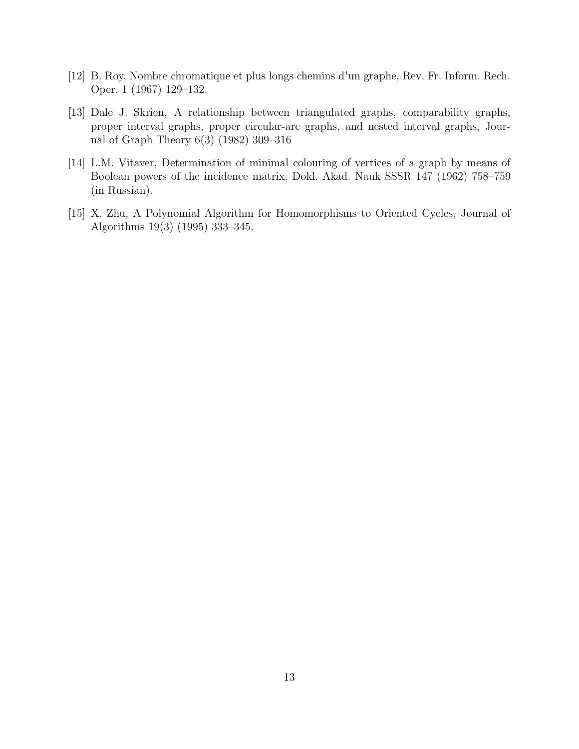[12] B. Roy, Nombre chromatique et plus longs chemins d'un graphe, Rev. Fr. Inform. Rech. Oper. 1 (1967) 129–132.

[13] Dale J. Skrien, A relationship between triangulated graphs, comparability graphs, proper interval graphs, proper circular-arc graphs, and nested interval graphs, Journal of Graph Theory 6(3) (1982) 309–316

[14] L.M. Vitaver, Determination of minimal colouring of vertices of a graph by means of Boolean powers of the incidence matrix, Dokl. Akad. Nauk SSSR 147 (1962) 758–759 (in Russian).

[15] X. Zhu, A Polynomial Algorithm for Homomorphisms to Oriented Cycles, Journal of Algorithms 19(3) (1995) 333–345.